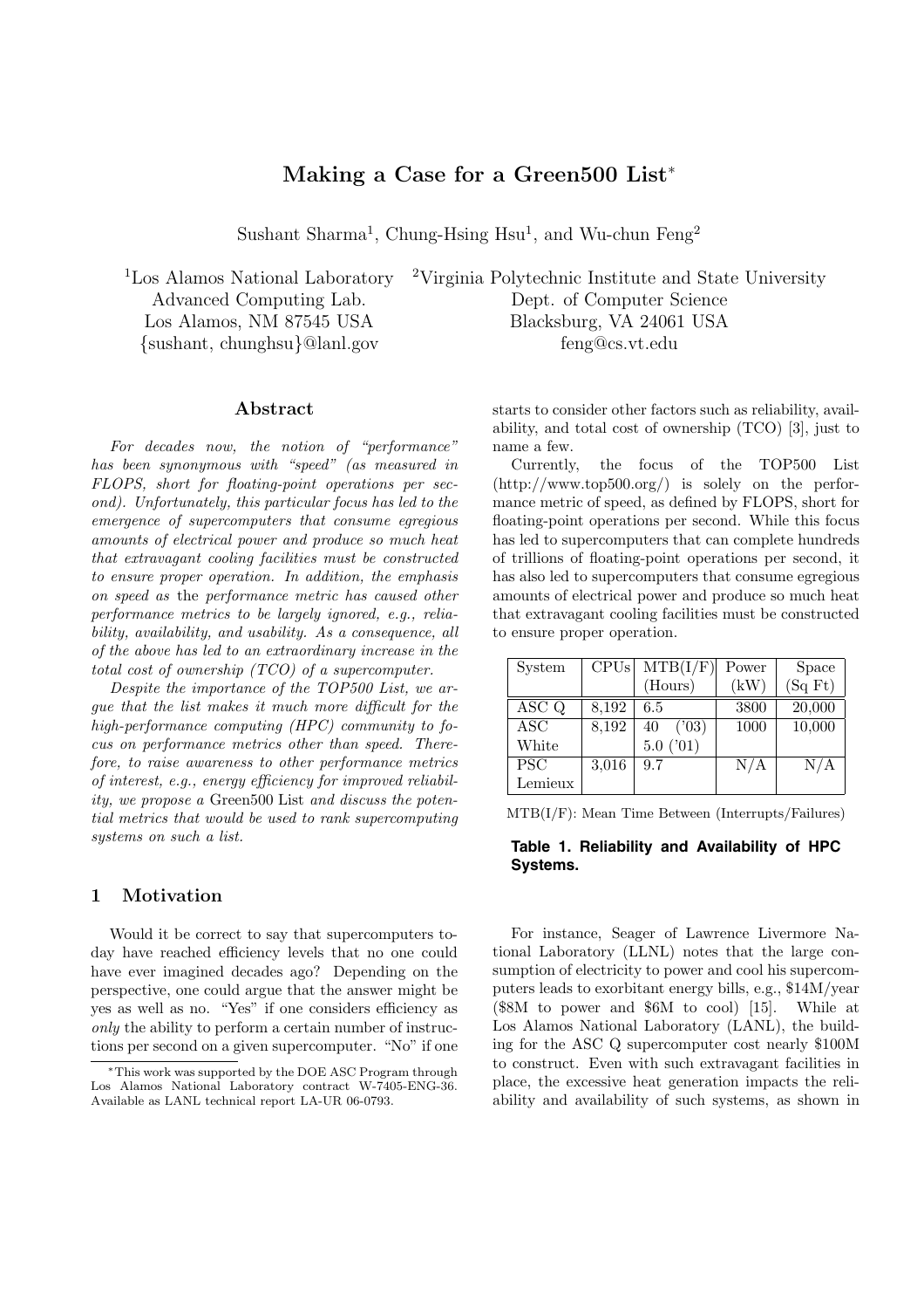# Making a Case for a Green500 List*

Sushant Sharma[1], Chung-Hsing Hsu[1], and Wu-chun Feng[2]

[1]Los Alamos National Laboratory
Advanced Computing Lab.
Los Alamos, NM 87545 USA
{sushant, chunghsu}@lanl.gov

[2]Virginia Polytechnic Institute and State University
Dept. of Computer Science
Blacksburg, VA 24061 USA
feng@cs.vt.edu

## Abstract

*For decades now, the notion of "performance" has been synonymous with "speed" (as measured in FLOPS, short for floating-point operations per second). Unfortunately, this particular focus has led to the emergence of supercomputers that consume egregious amounts of electrical power and produce so much heat that extravagant cooling facilities must be constructed to ensure proper operation. In addition, the emphasis on speed as* the *performance metric has caused other performance metrics to be largely ignored, e.g., reliability, availability, and usability. As a consequence, all of the above has led to an extraordinary increase in the total cost of ownership (TCO) of a supercomputer.*

*Despite the importance of the TOP500 List, we argue that the list makes it much more difficult for the high-performance computing (HPC) community to focus on performance metrics other than speed. Therefore, to raise awareness to other performance metrics of interest, e.g., energy efficiency for improved reliability, we propose a* Green500 List *and discuss the potential metrics that would be used to rank supercomputing systems on such a list.*

## 1 Motivation

Would it be correct to say that supercomputers today have reached efficiency levels that no one could have ever imagined decades ago? Depending on the perspective, one could argue that the answer might be yes as well as no. "Yes" if one considers efficiency as *only* the ability to perform a certain number of instructions per second on a given supercomputer. "No" if one starts to consider other factors such as reliability, availability, and total cost of ownership (TCO) [3], just to name a few.

Currently, the focus of the TOP500 List (http://www.top500.org/) is solely on the performance metric of speed, as defined by FLOPS, short for floating-point operations per second. While this focus has led to supercomputers that can complete hundreds of trillions of floating-point operations per second, it has also led to supercomputers that consume egregious amounts of electrical power and produce so much heat that extravagant cooling facilities must be constructed to ensure proper operation.

| System | CPUs | MTB(I/F) (Hours) | Power (kW) | Space (Sq Ft) |
|---|---|---|---|---|
| ASC Q | 8,192 | 6.5 | 3800 | 20,000 |
| ASC White | 8,192 | 40 ('03) 5.0 ('01) | 1000 | 10,000 |
| PSC Lemieux | 3,016 | 9.7 | N/A | N/A |

MTB(I/F): Mean Time Between (Interrupts/Failures)

**Table 1. Reliability and Availability of HPC Systems.**

For instance, Seager of Lawrence Livermore National Laboratory (LLNL) notes that the large consumption of electricity to power and cool his supercomputers leads to exorbitant energy bills, e.g., $14M/year ($8M to power and $6M to cool) [15]. While at Los Alamos National Laboratory (LANL), the building for the ASC Q supercomputer cost nearly $100M to construct. Even with such extravagant facilities in place, the excessive heat generation impacts the reliability and availability of such systems, as shown in

*This work was supported by the DOE ASC Program through Los Alamos National Laboratory contract W-7405-ENG-36. Available as LANL technical report LA-UR 06-0793.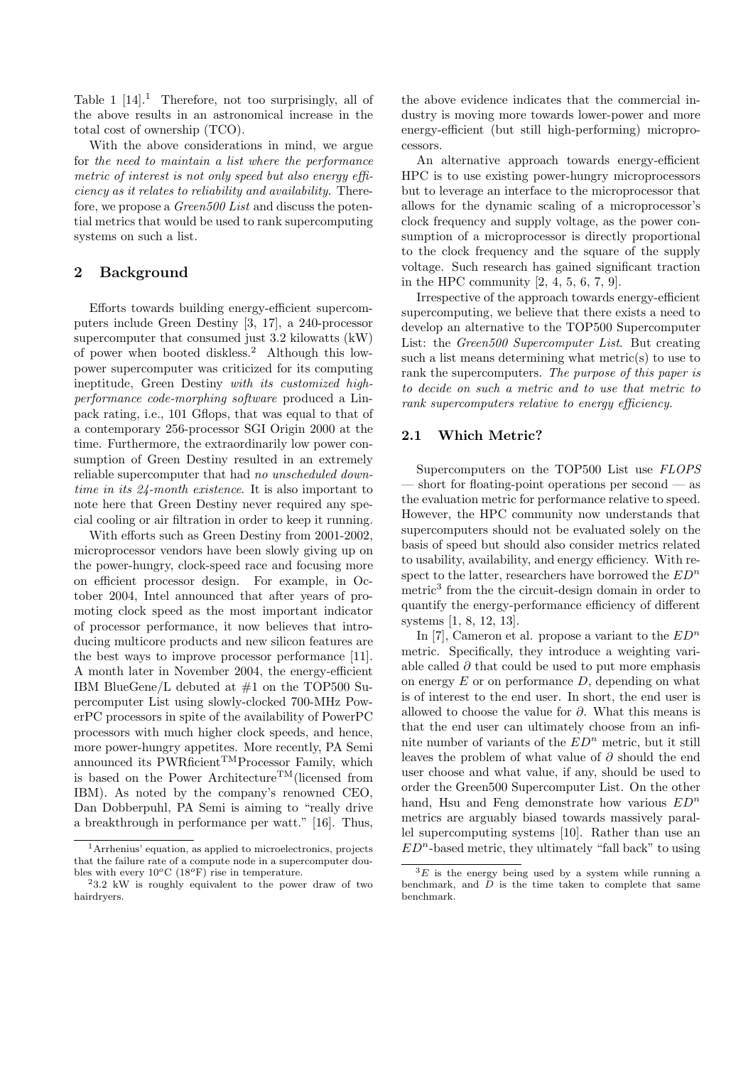Table 1 [14].[1] Therefore, not too surprisingly, all of the above results in an astronomical increase in the total cost of ownership (TCO).

With the above considerations in mind, we argue for *the need to maintain a list where the performance metric of interest is not only speed but also energy efficiency as it relates to reliability and availability*. Therefore, we propose a *Green500 List* and discuss the potential metrics that would be used to rank supercomputing systems on such a list.

## 2 Background

Efforts towards building energy-efficient supercomputers include Green Destiny [3, 17], a 240-processor supercomputer that consumed just 3.2 kilowatts (kW) of power when booted diskless.[2] Although this low-power supercomputer was criticized for its computing ineptitude, Green Destiny *with its customized high-performance code-morphing software* produced a Linpack rating, i.e., 101 Gflops, that was equal to that of a contemporary 256-processor SGI Origin 2000 at the time. Furthermore, the extraordinarily low power consumption of Green Destiny resulted in an extremely reliable supercomputer that had *no unscheduled downtime in its 24-month existence*. It is also important to note here that Green Destiny never required any special cooling or air filtration in order to keep it running.

With efforts such as Green Destiny from 2001-2002, microprocessor vendors have been slowly giving up on the power-hungry, clock-speed race and focusing more on efficient processor design. For example, in October 2004, Intel announced that after years of promoting clock speed as the most important indicator of processor performance, it now believes that introducing multicore products and new silicon features are the best ways to improve processor performance [11]. A month later in November 2004, the energy-efficient IBM BlueGene/L debuted at #1 on the TOP500 Supercomputer List using slowly-clocked 700-MHz PowerPC processors in spite of the availability of PowerPC processors with much higher clock speeds, and hence, more power-hungry appetites. More recently, PA Semi announced its PWRficient™ Processor Family, which is based on the Power Architecture™ (licensed from IBM). As noted by the company's renowned CEO, Dan Dobberpuhl, PA Semi is aiming to "really drive a breakthrough in performance per watt." [16]. Thus, the above evidence indicates that the commercial industry is moving more towards lower-power and more energy-efficient (but still high-performing) microprocessors.

An alternative approach towards energy-efficient HPC is to use existing power-hungry microprocessors but to leverage an interface to the microprocessor that allows for the dynamic scaling of a microprocessor's clock frequency and supply voltage, as the power consumption of a microprocessor is directly proportional to the clock frequency and the square of the supply voltage. Such research has gained significant traction in the HPC community [2, 4, 5, 6, 7, 9].

Irrespective of the approach towards energy-efficient supercomputing, we believe that there exists a need to develop an alternative to the TOP500 Supercomputer List: the *Green500 Supercomputer List*. But creating such a list means determining what metric(s) to use to rank the supercomputers. *The purpose of this paper is to decide on such a metric and to use that metric to rank supercomputers relative to energy efficiency.*

### 2.1 Which Metric?

Supercomputers on the TOP500 List use *FLOPS* — short for floating-point operations per second — as the evaluation metric for performance relative to speed. However, the HPC community now understands that supercomputers should not be evaluated solely on the basis of speed but should also consider metrics related to usability, availability, and energy efficiency. With respect to the latter, researchers have borrowed the $ED^n$ metric[3] from the the circuit-design domain in order to quantify the energy-performance efficiency of different systems [1, 8, 12, 13].

In [7], Cameron et al. propose a variant to the $ED^n$ metric. Specifically, they introduce a weighting variable called $\partial$ that could be used to put more emphasis on energy $E$ or on performance $D$, depending on what is of interest to the end user. In short, the end user is allowed to choose the value for $\partial$. What this means is that the end user can ultimately choose from an infinite number of variants of the $ED^n$ metric, but it still leaves the problem of what value of $\partial$ should the end user choose and what value, if any, should be used to order the Green500 Supercomputer List. On the other hand, Hsu and Feng demonstrate how various $ED^n$ metrics are arguably biased towards massively parallel supercomputing systems [10]. Rather than use an $ED^n$-based metric, they ultimately "fall back" to using

[1] Arrhenius' equation, as applied to microelectronics, projects that the failure rate of a compute node in a supercomputer doubles with every $10^o$C ($18^o$F) rise in temperature.

[2] 3.2 kW is roughly equivalent to the power draw of two hairdryers.

[3] $E$ is the energy being used by a system while running a benchmark, and $D$ is the time taken to complete that same benchmark.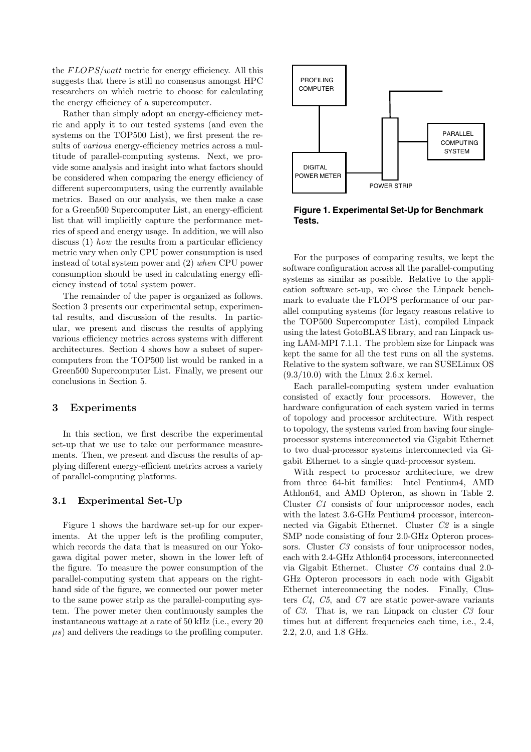the $FLOPS/watt$ metric for energy efficiency. All this suggests that there is still no consensus amongst HPC researchers on which metric to choose for calculating the energy efficiency of a supercomputer.

Rather than simply adopt an energy-efficiency metric and apply it to our tested systems (and even the systems on the TOP500 List), we first present the results of *various* energy-efficiency metrics across a multitude of parallel-computing systems. Next, we provide some analysis and insight into what factors should be considered when comparing the energy efficiency of different supercomputers, using the currently available metrics. Based on our analysis, we then make a case for a Green500 Supercomputer List, an energy-efficient list that will implicitly capture the performance metrics of speed and energy usage. In addition, we will also discuss (1) *how* the results from a particular efficiency metric vary when only CPU power consumption is used instead of total system power and (2) *when* CPU power consumption should be used in calculating energy efficiency instead of total system power.

The remainder of the paper is organized as follows. Section 3 presents our experimental setup, experimental results, and discussion of the results. In particular, we present and discuss the results of applying various efficiency metrics across systems with different architectures. Section 4 shows how a subset of supercomputers from the TOP500 list would be ranked in a Green500 Supercomputer List. Finally, we present our conclusions in Section 5.

## 3 Experiments

In this section, we first describe the experimental set-up that we use to take our performance measurements. Then, we present and discuss the results of applying different energy-efficient metrics across a variety of parallel-computing platforms.

### 3.1 Experimental Set-Up

Figure 1 shows the hardware set-up for our experiments. At the upper left is the profiling computer, which records the data that is measured on our Yokogawa digital power meter, shown in the lower left of the figure. To measure the power consumption of the parallel-computing system that appears on the right-hand side of the figure, we connected our power meter to the same power strip as the parallel-computing system. The power meter then continuously samples the instantaneous wattage at a rate of 50 kHz (i.e., every 20 $\mu s$) and delivers the readings to the profiling computer.

PROFILING COMPUTER

PARALLEL COMPUTING SYSTEM

DIGITAL POWER METER

POWER STRIP

**Figure 1. Experimental Set-Up for Benchmark Tests.**

For the purposes of comparing results, we kept the software configuration across all the parallel-computing systems as similar as possible. Relative to the application software set-up, we chose the Linpack benchmark to evaluate the FLOPS performance of our parallel computing systems (for legacy reasons relative to the TOP500 Supercomputer List), compiled Linpack using the latest GotoBLAS library, and ran Linpack using LAM-MPI 7.1.1. The problem size for Linpack was kept the same for all the test runs on all the systems. Relative to the system software, we ran SUSELinux OS (9.3/10.0) with the Linux 2.6.x kernel.

Each parallel-computing system under evaluation consisted of exactly four processors. However, the hardware configuration of each system varied in terms of topology and processor architecture. With respect to topology, the systems varied from having four single-processor systems interconnected via Gigabit Ethernet to two dual-processor systems interconnected via Gigabit Ethernet to a single quad-processor system.

With respect to processor architecture, we drew from three 64-bit families: Intel Pentium4, AMD Athlon64, and AMD Opteron, as shown in Table 2. Cluster *C1* consists of four uniprocessor nodes, each with the latest 3.6-GHz Pentium4 processor, interconnected via Gigabit Ethernet. Cluster *C2* is a single SMP node consisting of four 2.0-GHz Opteron processors. Cluster *C3* consists of four uniprocessor nodes, each with 2.4-GHz Athlon64 processors, interconnected via Gigabit Ethernet. Cluster *C6* contains dual 2.0-GHz Opteron processors in each node with Gigabit Ethernet interconnecting the nodes. Finally, Clusters *C4*, *C5*, and *C7* are static power-aware variants of *C3*. That is, we ran Linpack on cluster *C3* four times but at different frequencies each time, i.e., 2.4, 2.2, 2.0, and 1.8 GHz.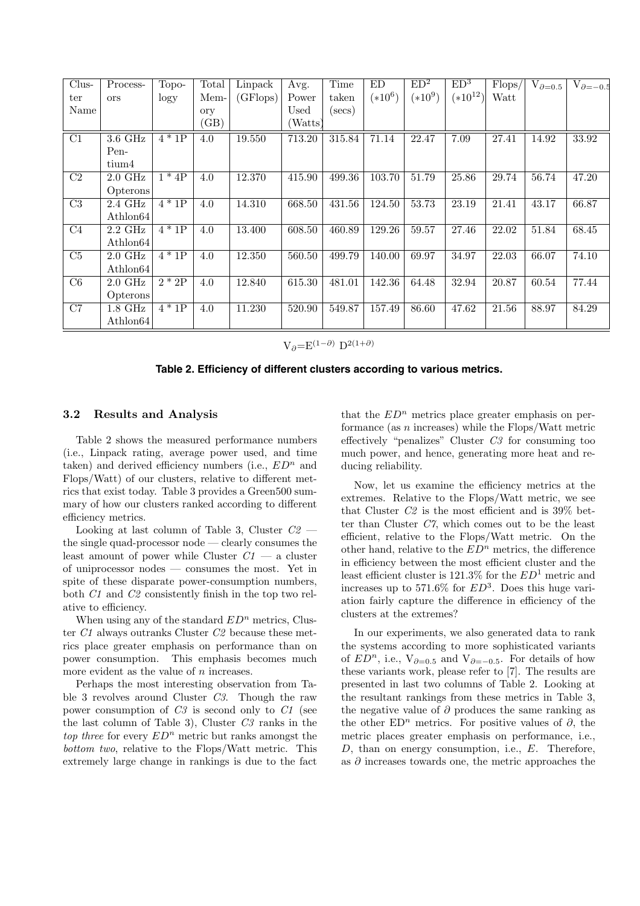| Cluster Name | Processors | Topology | Total Memory (GB) | Linpack (GFlops) | Avg. Power Used (Watts) | Time taken (secs) | ED $(*10^6)$ | $ED^2$ $(*10^9)$ | $ED^3$ $(*10^{12})$ | Flops/ Watt | $V_{\partial=0.5}$ | $V_{\partial=-0.5}$ |
|---|---|---|---|---|---|---|---|---|---|---|---|---|
| C1 | 3.6 GHz Pentium4 | 4 * 1P | 4.0 | 19.550 | 713.20 | 315.84 | 71.14 | 22.47 | 7.09 | 27.41 | 14.92 | 33.92 |
| C2 | 2.0 GHz Opterons | 1 * 4P | 4.0 | 12.370 | 415.90 | 499.36 | 103.70 | 51.79 | 25.86 | 29.74 | 56.74 | 47.20 |
| C3 | 2.4 GHz Athlon64 | 4 * 1P | 4.0 | 14.310 | 668.50 | 431.56 | 124.50 | 53.73 | 23.19 | 21.41 | 43.17 | 66.87 |
| C4 | 2.2 GHz Athlon64 | 4 * 1P | 4.0 | 13.400 | 608.50 | 460.89 | 129.26 | 59.57 | 27.46 | 22.02 | 51.84 | 68.45 |
| C5 | 2.0 GHz Athlon64 | 4 * 1P | 4.0 | 12.350 | 560.50 | 499.79 | 140.00 | 69.97 | 34.97 | 22.03 | 66.07 | 74.10 |
| C6 | 2.0 GHz Opterons | 2 * 2P | 4.0 | 12.840 | 615.30 | 481.01 | 142.36 | 64.48 | 32.94 | 20.87 | 60.54 | 77.44 |
| C7 | 1.8 GHz Athlon64 | 4 * 1P | 4.0 | 11.230 | 520.90 | 549.87 | 157.49 | 86.60 | 47.62 | 21.56 | 88.97 | 84.29 |

$V_{\partial}=E^{(1-\partial)}\ D^{2(1+\partial)}$

**Table 2. Efficiency of different clusters according to various metrics.**

### 3.2 Results and Analysis

Table 2 shows the measured performance numbers (i.e., Linpack rating, average power used, and time taken) and derived efficiency numbers (i.e., $ED^n$ and Flops/Watt) of our clusters, relative to different metrics that exist today. Table 3 provides a Green500 summary of how our clusters ranked according to different efficiency metrics.

Looking at last column of Table 3, Cluster *C2* — the single quad-processor node — clearly consumes the least amount of power while Cluster *C1* — a cluster of uniprocessor nodes — consumes the most. Yet in spite of these disparate power-consumption numbers, both *C1* and *C2* consistently finish in the top two relative to efficiency.

When using any of the standard $ED^n$ metrics, Cluster *C1* always outranks Cluster *C2* because these metrics place greater emphasis on performance than on power consumption. This emphasis becomes much more evident as the value of $n$ increases.

Perhaps the most interesting observation from Table 3 revolves around Cluster *C3*. Though the raw power consumption of *C3* is second only to *C1* (see the last column of Table 3), Cluster *C3* ranks in the *top three* for every $ED^n$ metric but ranks amongst the *bottom two*, relative to the Flops/Watt metric. This extremely large change in rankings is due to the fact that the $ED^n$ metrics place greater emphasis on performance (as $n$ increases) while the Flops/Watt metric effectively "penalizes" Cluster *C3* for consuming too much power, and hence, generating more heat and reducing reliability.

Now, let us examine the efficiency metrics at the extremes. Relative to the Flops/Watt metric, we see that Cluster *C2* is the most efficient and is 39% better than Cluster *C7*, which comes out to be the least efficient, relative to the Flops/Watt metric. On the other hand, relative to the $ED^n$ metrics, the difference in efficiency between the most efficient cluster and the least efficient cluster is 121.3% for the $ED^1$ metric and increases up to 571.6% for $ED^3$. Does this huge variation fairly capture the difference in efficiency of the clusters at the extremes?

In our experiments, we also generated data to rank the systems according to more sophisticated variants of $ED^n$, i.e., $V_{\partial=0.5}$ and $V_{\partial=-0.5}$. For details of how these variants work, please refer to [7]. The results are presented in last two columns of Table 2. Looking at the resultant rankings from these metrics in Table 3, the negative value of $\partial$ produces the same ranking as the other $ED^n$ metrics. For positive values of $\partial$, the metric places greater emphasis on performance, i.e., $D$, than on energy consumption, i.e., $E$. Therefore, as $\partial$ increases towards one, the metric approaches the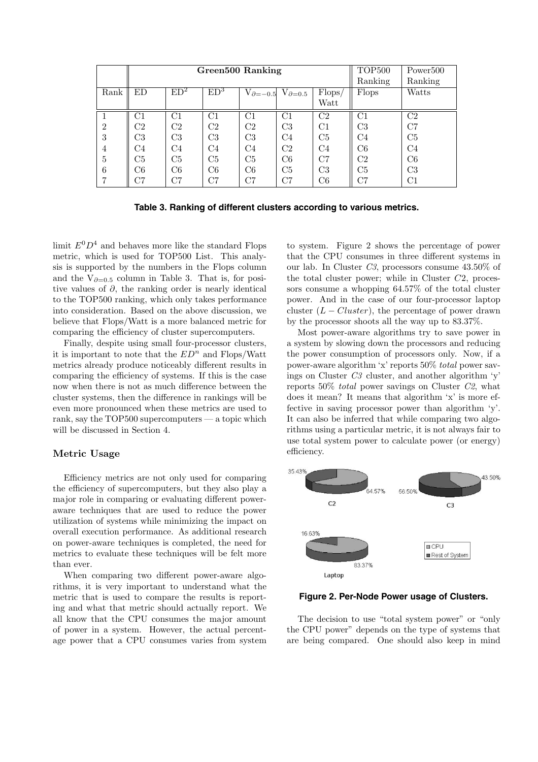| | Green500 Ranking | | | | | | TOP500 Ranking | Power500 Ranking |
|---|---|---|---|---|---|---|---|---|
| Rank | ED | $ED^2$ | $ED^3$ | $V_{\partial=-0.5}$ | $V_{\partial=0.5}$ | Flops/Watt | Flops | Watts |
| 1 | C1 | C1 | C1 | C1 | C1 | C2 | C1 | C2 |
| 2 | C2 | C2 | C2 | C2 | C3 | C1 | C3 | C7 |
| 3 | C3 | C3 | C3 | C3 | C4 | C5 | C4 | C5 |
| 4 | C4 | C4 | C4 | C4 | C2 | C4 | C6 | C4 |
| 5 | C5 | C5 | C5 | C5 | C6 | C7 | C2 | C6 |
| 6 | C6 | C6 | C6 | C6 | C5 | C3 | C5 | C3 |
| 7 | C7 | C7 | C7 | C7 | C7 | C6 | C7 | C1 |

**Table 3. Ranking of different clusters according to various metrics.**

limit $E^0D^4$ and behaves more like the standard Flops metric, which is used for TOP500 List. This analysis is supported by the numbers in the Flops column and the $V_{\partial=0.5}$ column in Table 3. That is, for positive values of $\partial$, the ranking order is nearly identical to the TOP500 ranking, which only takes performance into consideration. Based on the above discussion, we believe that Flops/Watt is a more balanced metric for comparing the efficiency of cluster supercomputers.

Finally, despite using small four-processor clusters, it is important to note that the $ED^n$ and Flops/Watt metrics already produce noticeably different results in comparing the efficiency of systems. If this is the case now when there is not as much difference between the cluster systems, then the difference in rankings will be even more pronounced when these metrics are used to rank, say the TOP500 supercomputers — a topic which will be discussed in Section 4.

### Metric Usage

Efficiency metrics are not only used for comparing the efficiency of supercomputers, but they also play a major role in comparing or evaluating different power-aware techniques that are used to reduce the power utilization of systems while minimizing the impact on overall execution performance. As additional research on power-aware techniques is completed, the need for metrics to evaluate these techniques will be felt more than ever.

When comparing two different power-aware algorithms, it is very important to understand what the metric that is used to compare the results is reporting and what that metric should actually report. We all know that the CPU consumes the major amount of power in a system. However, the actual percentage power that a CPU consumes varies from system to system. Figure 2 shows the percentage of power that the CPU consumes in three different systems in our lab. In Cluster *C3*, processors consume 43.50% of the total cluster power; while in Cluster *C2*, processors consume a whopping 64.57% of the total cluster power. And in the case of our four-processor laptop cluster ($L - Cluster$), the percentage of power drawn by the processor shoots all the way up to 83.37%.

Most power-aware algorithms try to save power in a system by slowing down the processors and reducing the power consumption of processors only. Now, if a power-aware algorithm 'x' reports 50% *total* power savings on Cluster *C3* cluster, and another algorithm 'y' reports 50% *total* power savings on Cluster *C2*, what does it mean? It means that algorithm 'x' is more effective in saving processor power than algorithm 'y'. It can also be inferred that while comparing two algorithms using a particular metric, it is not always fair to use total system power to calculate power (or energy) efficiency.

**Figure 2. Per-Node Power usage of Clusters.**

The decision to use "total system power" or "only the CPU power" depends on the type of systems that are being compared. One should also keep in mind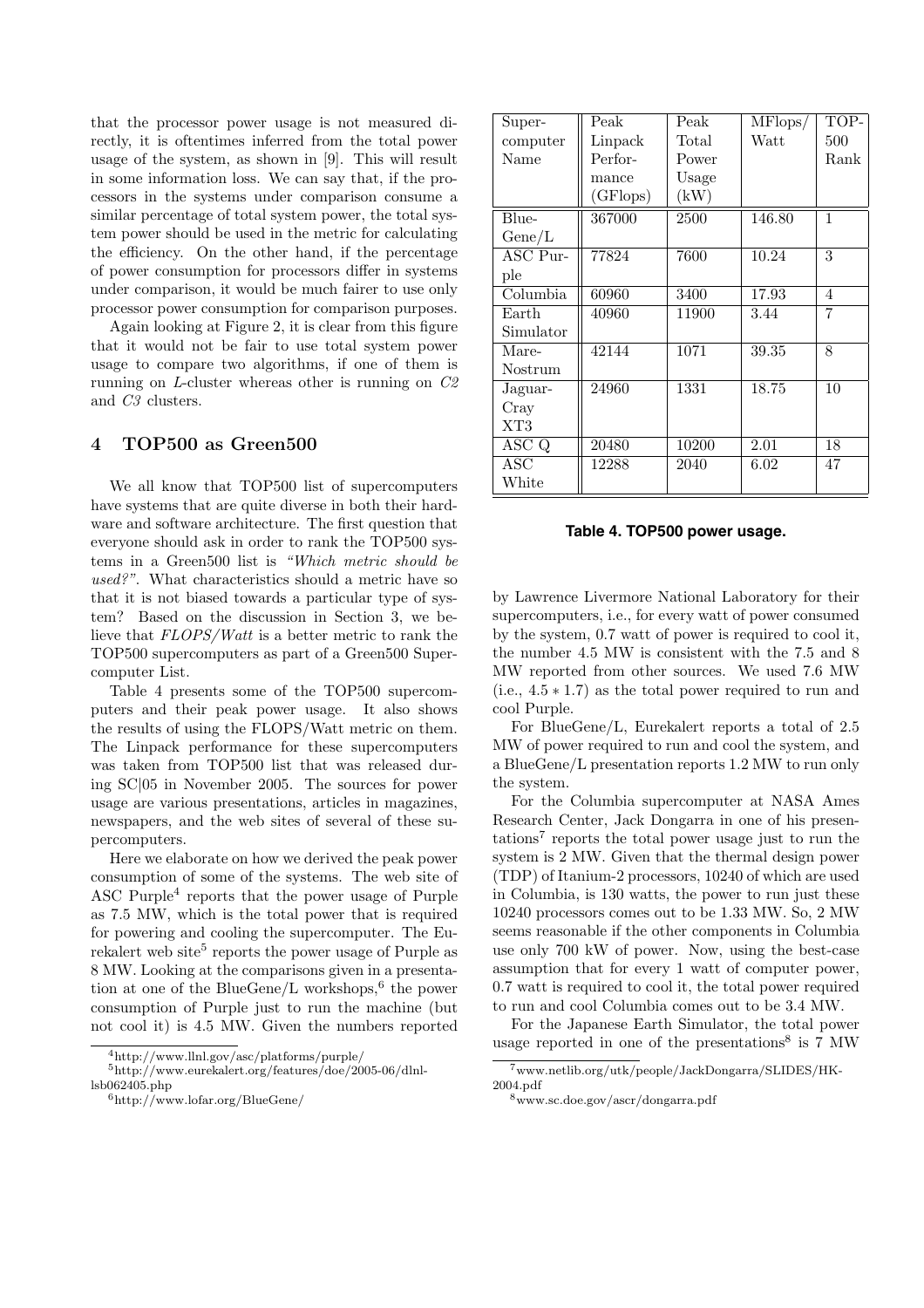that the processor power usage is not measured directly, it is oftentimes inferred from the total power usage of the system, as shown in [9]. This will result in some information loss. We can say that, if the processors in the systems under comparison consume a similar percentage of total system power, the total system power should be used in the metric for calculating the efficiency. On the other hand, if the percentage of power consumption for processors differ in systems under comparison, it would be much fairer to use only processor power consumption for comparison purposes.

Again looking at Figure 2, it is clear from this figure that it would not be fair to use total system power usage to compare two algorithms, if one of them is running on *L*-cluster whereas other is running on *C2* and *C3* clusters.

## 4 TOP500 as Green500

We all know that TOP500 list of supercomputers have systems that are quite diverse in both their hardware and software architecture. The first question that everyone should ask in order to rank the TOP500 systems in a Green500 list is *"Which metric should be used?"*. What characteristics should a metric have so that it is not biased towards a particular type of system? Based on the discussion in Section 3, we believe that *FLOPS/Watt* is a better metric to rank the TOP500 supercomputers as part of a Green500 Supercomputer List.

Table 4 presents some of the TOP500 supercomputers and their peak power usage. It also shows the results of using the FLOPS/Watt metric on them. The Linpack performance for these supercomputers was taken from TOP500 list that was released during SC|05 in November 2005. The sources for power usage are various presentations, articles in magazines, newspapers, and the web sites of several of these supercomputers.

Here we elaborate on how we derived the peak power consumption of some of the systems. The web site of ASC Purple[4] reports that the power usage of Purple as 7.5 MW, which is the total power that is required for powering and cooling the supercomputer. The Eurekalert web site[5] reports the power usage of Purple as 8 MW. Looking at the comparisons given in a presentation at one of the BlueGene/L workshops,[6] the power consumption of Purple just to run the machine (but not cool it) is 4.5 MW. Given the numbers reported by Lawrence Livermore National Laboratory for their supercomputers, i.e., for every watt of power consumed by the system, 0.7 watt of power is required to cool it, the number 4.5 MW is consistent with the 7.5 and 8 MW reported from other sources. We used 7.6 MW (i.e., $4.5 * 1.7$) as the total power required to run and cool Purple.

| Supercomputer Name | Peak Linpack Performance (GFlops) | Peak Total Power Usage (kW) | MFlops/ Watt | TOP-500 Rank |
|---|---|---|---|---|
| BlueGene/L | 367000 | 2500 | 146.80 | 1 |
| ASC Purple | 77824 | 7600 | 10.24 | 3 |
| Columbia | 60960 | 3400 | 17.93 | 4 |
| Earth Simulator | 40960 | 11900 | 3.44 | 7 |
| MareNostrum | 42144 | 1071 | 39.35 | 8 |
| Jaguar-Cray XT3 | 24960 | 1331 | 18.75 | 10 |
| ASC Q | 20480 | 10200 | 2.01 | 18 |
| ASC White | 12288 | 2040 | 6.02 | 47 |

**Table 4. TOP500 power usage.**

For BlueGene/L, Eurekalert reports a total of 2.5 MW of power required to run and cool the system, and a BlueGene/L presentation reports 1.2 MW to run only the system.

For the Columbia supercomputer at NASA Ames Research Center, Jack Dongarra in one of his presentations[7] reports the total power usage just to run the system is 2 MW. Given that the thermal design power (TDP) of Itanium-2 processors, 10240 of which are used in Columbia, is 130 watts, the power to run just these 10240 processors comes out to be 1.33 MW. So, 2 MW seems reasonable if the other components in Columbia use only 700 kW of power. Now, using the best-case assumption that for every 1 watt of computer power, 0.7 watt is required to cool it, the total power required to run and cool Columbia comes out to be 3.4 MW.

For the Japanese Earth Simulator, the total power usage reported in one of the presentations[8] is 7 MW

---

[4] http://www.llnl.gov/asc/platforms/purple/

[5] http://www.eurekalert.org/features/doe/2005-06/dlnl-lsb062405.php

[6] http://www.lofar.org/BlueGene/

[7] www.netlib.org/utk/people/JackDongarra/SLIDES/HK-2004.pdf

[8] www.sc.doe.gov/ascr/dongarra.pdf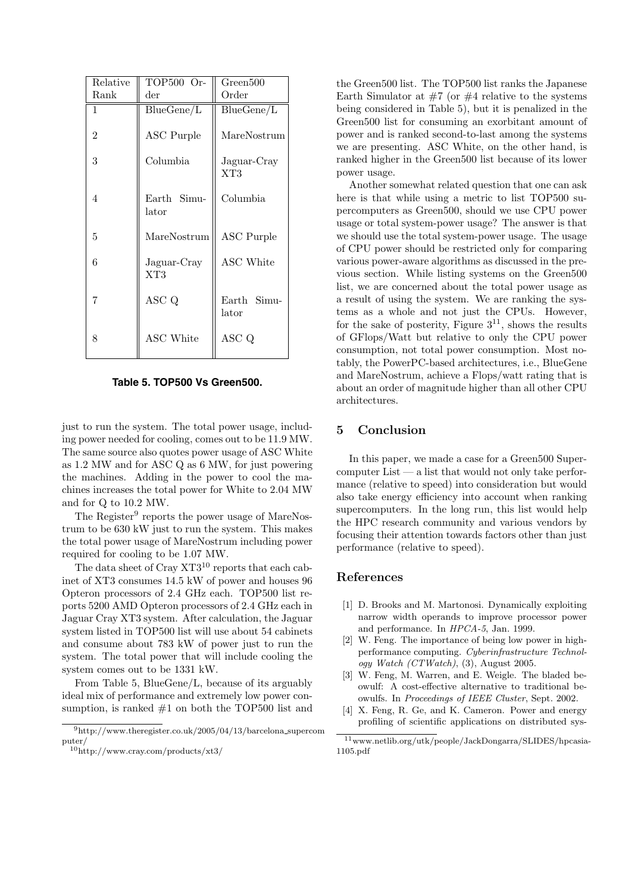| Relative Rank | TOP500 Order | Green500 Order |
|---|---|---|
| 1 | BlueGene/L | BlueGene/L |
| 2 | ASC Purple | MareNostrum |
| 3 | Columbia | Jaguar-Cray XT3 |
| 4 | Earth Simulator | Columbia |
| 5 | MareNostrum | ASC Purple |
| 6 | Jaguar-Cray XT3 | ASC White |
| 7 | ASC Q | Earth Simulator |
| 8 | ASC White | ASC Q |

**Table 5. TOP500 Vs Green500.**

just to run the system. The total power usage, including power needed for cooling, comes out to be 11.9 MW. The same source also quotes power usage of ASC White as 1.2 MW and for ASC Q as 6 MW, for just powering the machines. Adding in the power to cool the machines increases the total power for White to 2.04 MW and for Q to 10.2 MW.

The Register[9] reports the power usage of MareNostrum to be 630 kW just to run the system. This makes the total power usage of MareNostrum including power required for cooling to be 1.07 MW.

The data sheet of Cray XT3[10] reports that each cabinet of XT3 consumes 14.5 kW of power and houses 96 Opteron processors of 2.4 GHz each. TOP500 list reports 5200 AMD Opteron processors of 2.4 GHz each in Jaguar Cray XT3 system. After calculation, the Jaguar system listed in TOP500 list will use about 54 cabinets and consume about 783 kW of power just to run the system. The total power that will include cooling the system comes out to be 1331 kW.

From Table 5, BlueGene/L, because of its arguably ideal mix of performance and extremely low power consumption, is ranked #1 on both the TOP500 list and the Green500 list. The TOP500 list ranks the Japanese Earth Simulator at #7 (or #4 relative to the systems being considered in Table 5), but it is penalized in the Green500 list for consuming an exorbitant amount of power and is ranked second-to-last among the systems we are presenting. ASC White, on the other hand, is ranked higher in the Green500 list because of its lower power usage.

Another somewhat related question that one can ask here is that while using a metric to list TOP500 supercomputers as Green500, should we use CPU power usage or total system-power usage? The answer is that we should use the total system-power usage. The usage of CPU power should be restricted only for comparing various power-aware algorithms as discussed in the previous section. While listing systems on the Green500 list, we are concerned about the total power usage as a result of using the system. We are ranking the systems as a whole and not just the CPUs. However, for the sake of posterity, Figure 3[11], shows the results of GFlops/Watt but relative to only the CPU power consumption, not total power consumption. Most notably, the PowerPC-based architectures, i.e., BlueGene and MareNostrum, achieve a Flops/watt rating that is about an order of magnitude higher than all other CPU architectures.

## 5 Conclusion

In this paper, we made a case for a Green500 Supercomputer List — a list that would not only take performance (relative to speed) into consideration but would also take energy efficiency into account when ranking supercomputers. In the long run, this list would help the HPC research community and various vendors by focusing their attention towards factors other than just performance (relative to speed).

## References

[1] D. Brooks and M. Martonosi. Dynamically exploiting narrow width operands to improve processor power and performance. In *HPCA-5*, Jan. 1999.

[2] W. Feng. The importance of being low power in high-performance computing. *Cyberinfrastructure Technology Watch (CTWatch)*, (3), August 2005.

[3] W. Feng, M. Warren, and E. Weigle. The bladed beowulf: A cost-effective alternative to traditional beowulfs. In *Proceedings of IEEE Cluster*, Sept. 2002.

[4] X. Feng, R. Ge, and K. Cameron. Power and energy profiling of scientific applications on distributed sys-

[9] http://www.theregister.co.uk/2005/04/13/barcelona_supercomputer/

[10] http://www.cray.com/products/xt3/

[11] www.netlib.org/utk/people/JackDongarra/SLIDES/hpcasia-1105.pdf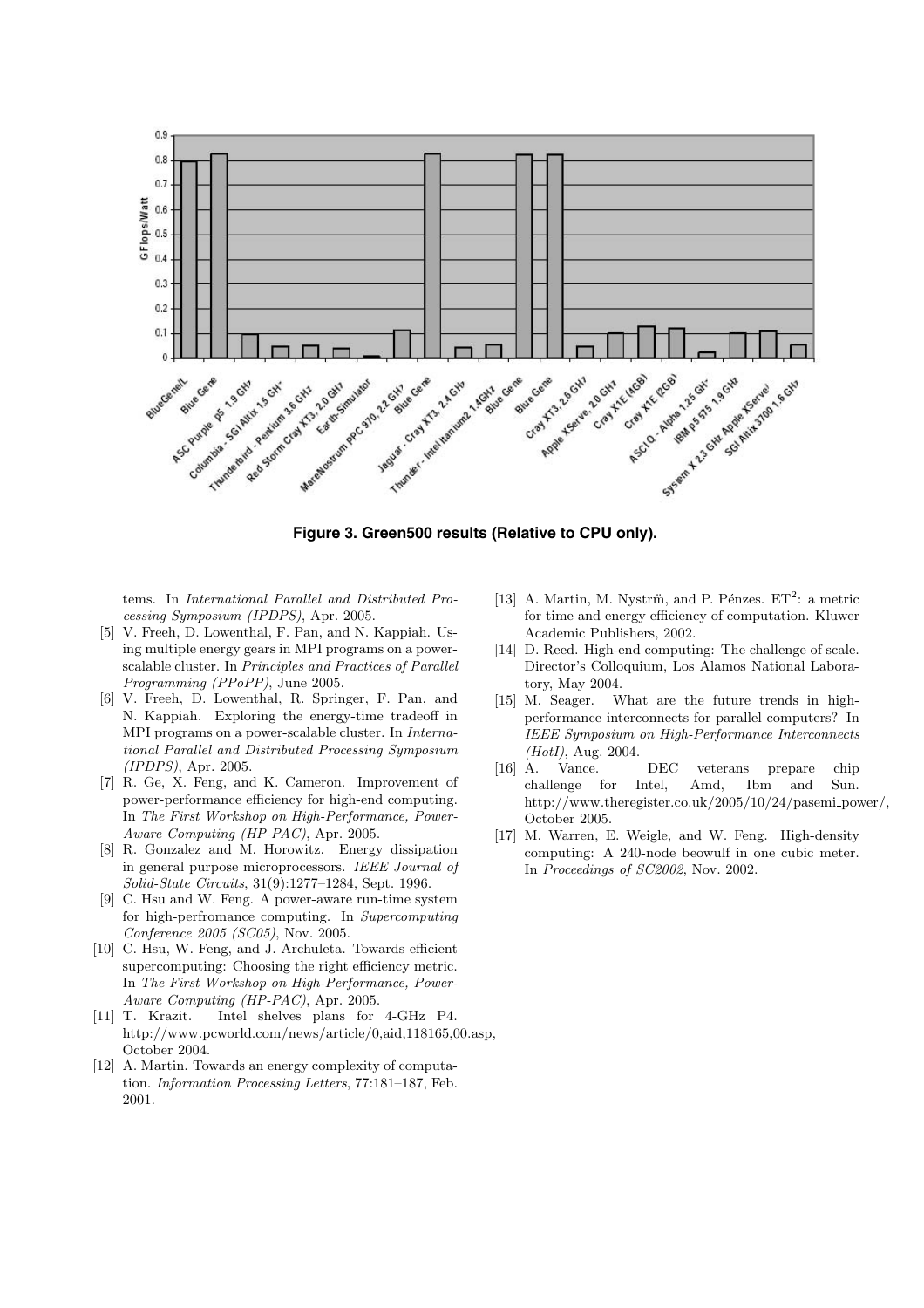0.9
0.8
0.7
0.6
0.5
0.4
0.3
0.2
0.1
0

GFlops/Watt

BlueGene/L
Blue Gene
ASC Purple p5 1.9 GHz
Columbia - SGI Altix 1.5 GHz
Thunderbird - Pentium 3.6 GHz
Red Storm Cray XT3, 2.0 GHz
Earth-Simulator
MareNostrum PPC 970, 2.2 GHz
Blue Gene
Jaguar - Cray XT3, 2.4 GHz
Thunder - Intel Itanium2 1.4GHz
Blue Gene
Blue Gene
Cray XT3, 2.6 GHz
Apple XServe, 2.0 GHz
Cray X1E (4GB)
Cray X1E (2GB)
ASCI Q - Alpha 1.25 GHz
IBM p5 575 1.9 GHz
System X 2.3 GHz Apple XServe
SGI Altix 3700 1.6 GHz

**Figure 3. Green500 results (Relative to CPU only).**

tems. In *International Parallel and Distributed Processing Symposium (IPDPS)*, Apr. 2005.

[5] V. Freeh, D. Lowenthal, F. Pan, and N. Kappiah. Using multiple energy gears in MPI programs on a power-scalable cluster. In *Principles and Practices of Parallel Programming (PPoPP)*, June 2005.

[6] V. Freeh, D. Lowenthal, R. Springer, F. Pan, and N. Kappiah. Exploring the energy-time tradeoff in MPI programs on a power-scalable cluster. In *International Parallel and Distributed Processing Symposium (IPDPS)*, Apr. 2005.

[7] R. Ge, X. Feng, and K. Cameron. Improvement of power-performance efficiency for high-end computing. In *The First Workshop on High-Performance, Power-Aware Computing (HP-PAC)*, Apr. 2005.

[8] R. Gonzalez and M. Horowitz. Energy dissipation in general purpose microprocessors. *IEEE Journal of Solid-State Circuits*, 31(9):1277–1284, Sept. 1996.

[9] C. Hsu and W. Feng. A power-aware run-time system for high-perfromance computing. In *Supercomputing Conference 2005 (SC05)*, Nov. 2005.

[10] C. Hsu, W. Feng, and J. Archuleta. Towards efficient supercomputing: Choosing the right efficiency metric. In *The First Workshop on High-Performance, Power-Aware Computing (HP-PAC)*, Apr. 2005.

[11] T. Krazit. Intel shelves plans for 4-GHz P4. http://www.pcworld.com/news/article/0,aid,118165,00.asp, October 2004.

[12] A. Martin. Towards an energy complexity of computation. *Information Processing Letters*, 77:181–187, Feb. 2001.

[13] A. Martin, M. Nystrm̀, and P. Pénzes. $ET^2$: a metric for time and energy efficiency of computation. Kluwer Academic Publishers, 2002.

[14] D. Reed. High-end computing: The challenge of scale. Director's Colloquium, Los Alamos National Laboratory, May 2004.

[15] M. Seager. What are the future trends in high-performance interconnects for parallel computers? In *IEEE Symposium on High-Performance Interconnects (HotI)*, Aug. 2004.

[16] A. Vance. DEC veterans prepare chip challenge for Intel, Amd, Ibm and Sun. http://www.theregister.co.uk/2005/10/24/pasemi_power/, October 2005.

[17] M. Warren, E. Weigle, and W. Feng. High-density computing: A 240-node beowulf in one cubic meter. In *Proceedings of SC2002*, Nov. 2002.